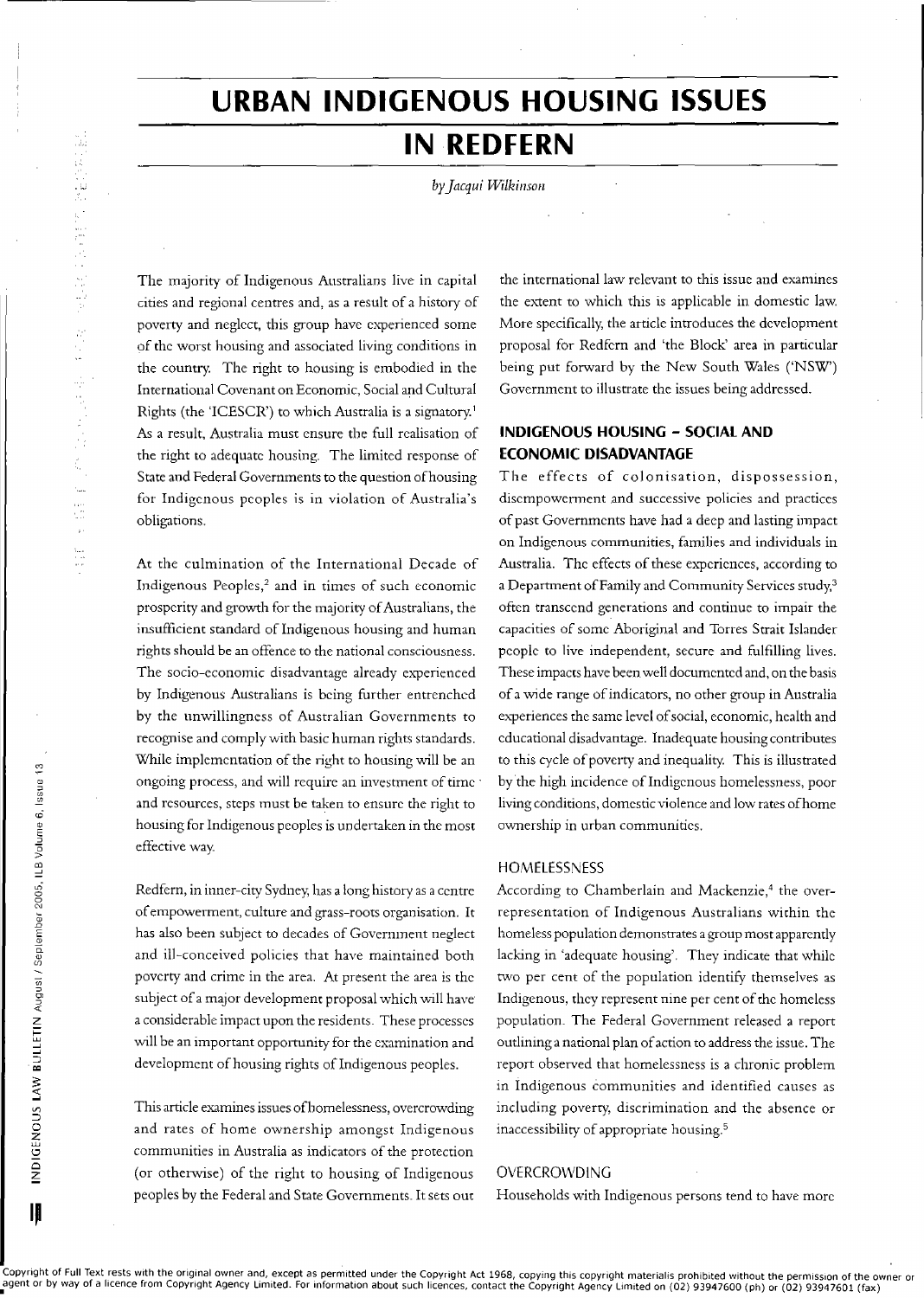# URBAN INDIGENOUS HOUSING ISSUES IN REDFERN

*by Jacqui Wilkinson*

The majority of Indigenous Australians live in capital cities and regional centres and, as a result of a history of poverty and neglect, this group have experienced some of the worst housing and associated living conditions in the country. The right to housing is embodied in the International Covenant on Economic, Social and Cultural Rights (the 'ICESCR') to which Australia is a signatory.[1] As a result, Australia must ensure the full realisation of the right to adequate housing. The limited response of State and Federal Governments to the question of housing for Indigenous peoples is in violation of Australia's obligations.

At the culmination of the International Decade of Indigenous Peoples,[2] and in times of such economic prosperity and growth for the majority of Australians, the insufficient standard of Indigenous housing and human rights should be an offence to the national consciousness. The socio-economic disadvantage already experienced by Indigenous Australians is being further entrenched by the unwillingness of Australian Governments to recognise and comply with basic human rights standards. While implementation of the right to housing will be an ongoing process, and will require an investment of time and resources, steps must be taken to ensure the right to housing for Indigenous peoples is undertaken in the most effective way.

Redfern, in inner-city Sydney, has a long history as a centre of empowerment, culture and grass-roots organisation. It has also been subject to decades of Government neglect and ill-conceived policies that have maintained both poverty and crime in the area. At present the area is the subject of a major development proposal which will have a considerable impact upon the residents. These processes will be an important opportunity for the examination and development of housing rights of Indigenous peoples.

This article examines issues of homelessness, overcrowding and rates of home ownership amongst Indigenous communities in Australia as indicators of the protection (or otherwise) of the right to housing of Indigenous peoples by the Federal and State Governments. It sets out the international law relevant to this issue and examines the extent to which this is applicable in domestic law. More specifically, the article introduces the development proposal for Redfern and 'the Block' area in particular being put forward by the New South Wales ('NSW') Government to illustrate the issues being addressed.

## INDIGENOUS HOUSING – SOCIAL AND ECONOMIC DISADVANTAGE

The effects of colonisation, dispossession, disempowerment and successive policies and practices of past Governments have had a deep and lasting impact on Indigenous communities, families and individuals in Australia. The effects of these experiences, according to a Department of Family and Community Services study,[3] often transcend generations and continue to impair the capacities of some Aboriginal and Torres Strait Islander people to live independent, secure and fulfilling lives. These impacts have been well documented and, on the basis of a wide range of indicators, no other group in Australia experiences the same level of social, economic, health and educational disadvantage. Inadequate housing contributes to this cycle of poverty and inequality. This is illustrated by the high incidence of Indigenous homelessness, poor living conditions, domestic violence and low rates of home ownership in urban communities.

### HOMELESSNESS

According to Chamberlain and Mackenzie,[4] the over-representation of Indigenous Australians within the homeless population demonstrates a group most apparently lacking in 'adequate housing'. They indicate that while two per cent of the population identify themselves as Indigenous, they represent nine per cent of the homeless population. The Federal Government released a report outlining a national plan of action to address the issue. The report observed that homelessness is a chronic problem in Indigenous communities and identified causes as including poverty, discrimination and the absence or inaccessibility of appropriate housing.[5]

### OVERCROWDING

Households with Indigenous persons tend to have more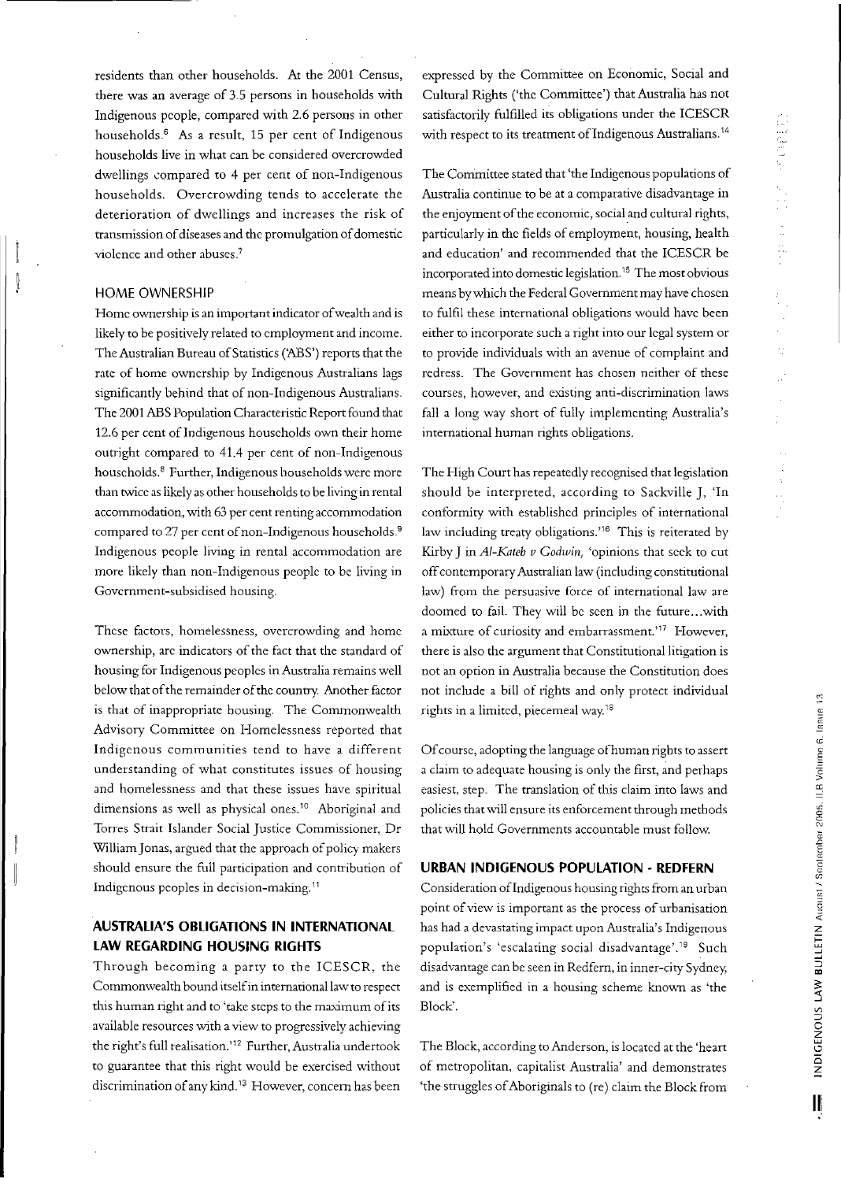residents than other households. At the 2001 Census, there was an average of 3.5 persons in households with Indigenous people, compared with 2.6 persons in other households.[6] As a result, 15 per cent of Indigenous households live in what can be considered overcrowded dwellings compared to 4 per cent of non-Indigenous households. Overcrowding tends to accelerate the deterioration of dwellings and increases the risk of transmission of diseases and the promulgation of domestic violence and other abuses.[7]

### HOME OWNERSHIP

Home ownership is an important indicator of wealth and is likely to be positively related to employment and income. The Australian Bureau of Statistics ('ABS') reports that the rate of home ownership by Indigenous Australians lags significantly behind that of non-Indigenous Australians. The 2001 ABS Population Characteristic Report found that 12.6 per cent of Indigenous households own their home outright compared to 41.4 per cent of non-Indigenous households.[8] Further, Indigenous households were more than twice as likely as other households to be living in rental accommodation, with 63 per cent renting accommodation compared to 27 per cent of non-Indigenous households.[9] Indigenous people living in rental accommodation are more likely than non-Indigenous people to be living in Government-subsidised housing.

These factors, homelessness, overcrowding and home ownership, are indicators of the fact that the standard of housing for Indigenous peoples in Australia remains well below that of the remainder of the country. Another factor is that of inappropriate housing. The Commonwealth Advisory Committee on Homelessness reported that Indigenous communities tend to have a different understanding of what constitutes issues of housing and homelessness and that these issues have spiritual dimensions as well as physical ones.[10] Aboriginal and Torres Strait Islander Social Justice Commissioner, Dr William Jonas, argued that the approach of policy makers should ensure the full participation and contribution of Indigenous peoples in decision-making.[11]

## AUSTRALIA'S OBLIGATIONS IN INTERNATIONAL LAW REGARDING HOUSING RIGHTS

Through becoming a party to the ICESCR, the Commonwealth bound itself in international law to respect this human right and to 'take steps to the maximum of its available resources with a view to progressively achieving the right's full realisation.'[12] Further, Australia undertook to guarantee that this right would be exercised without discrimination of any kind.[13] However, concern has been expressed by the Committee on Economic, Social and Cultural Rights ('the Committee') that Australia has not satisfactorily fulfilled its obligations under the ICESCR with respect to its treatment of Indigenous Australians.[14]

The Committee stated that 'the Indigenous populations of Australia continue to be at a comparative disadvantage in the enjoyment of the economic, social and cultural rights, particularly in the fields of employment, housing, health and education' and recommended that the ICESCR be incorporated into domestic legislation.[15] The most obvious means by which the Federal Government may have chosen to fulfil these international obligations would have been either to incorporate such a right into our legal system or to provide individuals with an avenue of complaint and redress. The Government has chosen neither of these courses, however, and existing anti-discrimination laws fall a long way short of fully implementing Australia's international human rights obligations.

The High Court has repeatedly recognised that legislation should be interpreted, according to Sackville J, 'In conformity with established principles of international law including treaty obligations.'[16] This is reiterated by Kirby J in *Al-Kateb v Godwin*, 'opinions that seek to cut off contemporary Australian law (including constitutional law) from the persuasive force of international law are doomed to fail. They will be seen in the future...with a mixture of curiosity and embarrassment.'[17] However, there is also the argument that Constitutional litigation is not an option in Australia because the Constitution does not include a bill of rights and only protect individual rights in a limited, piecemeal way.[18]

Of course, adopting the language of human rights to assert a claim to adequate housing is only the first, and perhaps easiest, step. The translation of this claim into laws and policies that will ensure its enforcement through methods that will hold Governments accountable must follow.

## URBAN INDIGENOUS POPULATION - REDFERN

Consideration of Indigenous housing rights from an urban point of view is important as the process of urbanisation has had a devastating impact upon Australia's Indigenous population's 'escalating social disadvantage'.[19] Such disadvantage can be seen in Redfern, in inner-city Sydney, and is exemplified in a housing scheme known as 'the Block'.

The Block, according to Anderson, is located at the 'heart of metropolitan, capitalist Australia' and demonstrates 'the struggles of Aboriginals to (re) claim the Block from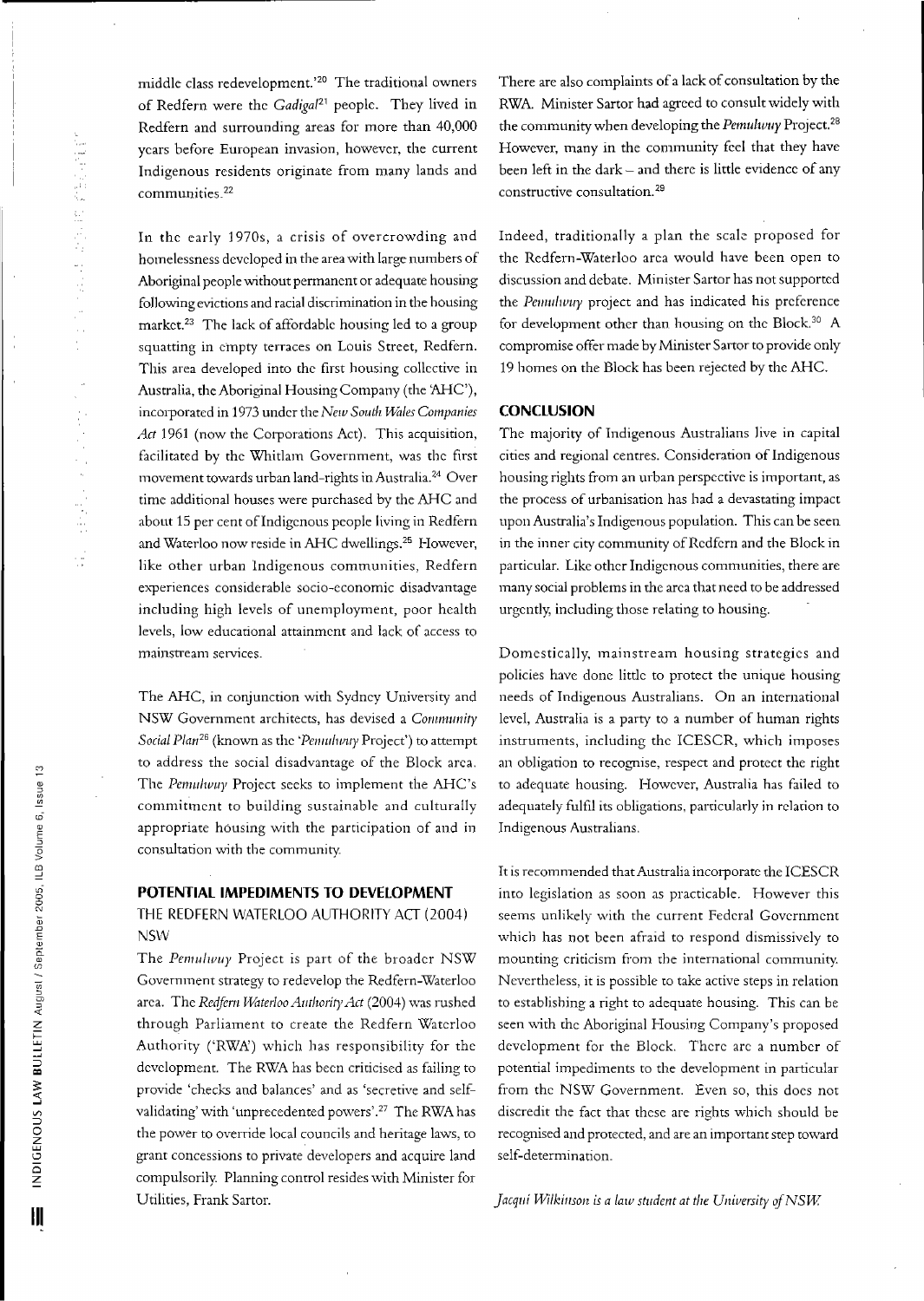middle class redevelopment.'[20] The traditional owners of Redfern were the *Gadigal*[21] people. They lived in Redfern and surrounding areas for more than 40,000 years before European invasion, however, the current Indigenous residents originate from many lands and communities.[22]

In the early 1970s, a crisis of overcrowding and homelessness developed in the area with large numbers of Aboriginal people without permanent or adequate housing following evictions and racial discrimination in the housing market.[23] The lack of affordable housing led to a group squatting in empty terraces on Louis Street, Redfern. This area developed into the first housing collective in Australia, the Aboriginal Housing Company (the 'AHC'), incorporated in 1973 under the *New South Wales Companies Act* 1961 (now the Corporations Act). This acquisition, facilitated by the Whitlam Government, was the first movement towards urban land-rights in Australia.[24] Over time additional houses were purchased by the AHC and about 15 per cent of Indigenous people living in Redfern and Waterloo now reside in AHC dwellings.[25] However, like other urban Indigenous communities, Redfern experiences considerable socio-economic disadvantage including high levels of unemployment, poor health levels, low educational attainment and lack of access to mainstream services.

The AHC, in conjunction with Sydney University and NSW Government architects, has devised a *Community Social Plan*[26] (known as the '*Pemulwuy* Project') to attempt to address the social disadvantage of the Block area. The *Pemulwuy* Project seeks to implement the AHC's commitment to building sustainable and culturally appropriate housing with the participation of and in consultation with the community.

## POTENTIAL IMPEDIMENTS TO DEVELOPMENT

### THE REDFERN WATERLOO AUTHORITY ACT (2004) NSW

The *Pemulwuy* Project is part of the broader NSW Government strategy to redevelop the Redfern-Waterloo area. The *Redfern Waterloo Authority Act* (2004) was rushed through Parliament to create the Redfern Waterloo Authority ('RWA') which has responsibility for the development. The RWA has been criticised as failing to provide 'checks and balances' and as 'secretive and self-validating' with 'unprecedented powers'.[27] The RWA has the power to override local councils and heritage laws, to grant concessions to private developers and acquire land compulsorily. Planning control resides with Minister for Utilities, Frank Sartor.

There are also complaints of a lack of consultation by the RWA. Minister Sartor had agreed to consult widely with the community when developing the *Pemulwuy* Project.[28] However, many in the community feel that they have been left in the dark – and there is little evidence of any constructive consultation.[29]

Indeed, traditionally a plan the scale proposed for the Redfern-Waterloo area would have been open to discussion and debate. Minister Sartor has not supported the *Pemulwuy* project and has indicated his preference for development other than housing on the Block.[30] A compromise offer made by Minister Sartor to provide only 19 homes on the Block has been rejected by the AHC.

## CONCLUSION

The majority of Indigenous Australians live in capital cities and regional centres. Consideration of Indigenous housing rights from an urban perspective is important, as the process of urbanisation has had a devastating impact upon Australia's Indigenous population. This can be seen in the inner city community of Redfern and the Block in particular. Like other Indigenous communities, there are many social problems in the area that need to be addressed urgently, including those relating to housing.

Domestically, mainstream housing strategies and policies have done little to protect the unique housing needs of Indigenous Australians. On an international level, Australia is a party to a number of human rights instruments, including the ICESCR, which imposes an obligation to recognise, respect and protect the right to adequate housing. However, Australia has failed to adequately fulfil its obligations, particularly in relation to Indigenous Australians.

It is recommended that Australia incorporate the ICESCR into legislation as soon as practicable. However this seems unlikely with the current Federal Government which has not been afraid to respond dismissively to mounting criticism from the international community. Nevertheless, it is possible to take active steps in relation to establishing a right to adequate housing. This can be seen with the Aboriginal Housing Company's proposed development for the Block. There are a number of potential impediments to the development in particular from the NSW Government. Even so, this does not discredit the fact that these are rights which should be recognised and protected, and are an important step toward self-determination.

*Jacqui Wilkinson is a law student at the University of NSW.*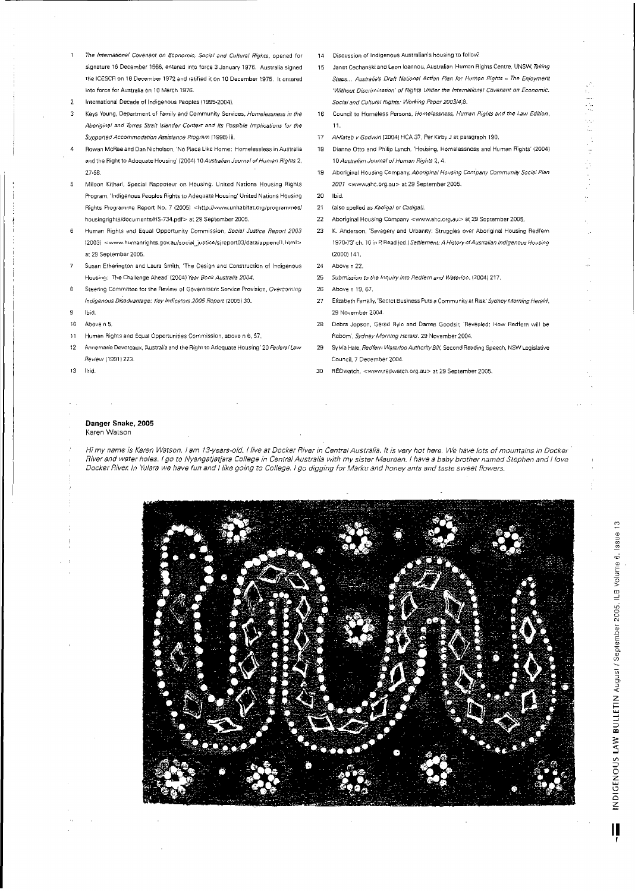1 *The International Covenant on Economic, Social and Cultural Rights*, opened for signature 16 December 1966, entered into force 3 January 1976. Australia signed the ICESCR on 18 December 1972 and ratified it on 10 December 1975. It entered into force for Australia on 10 March 1976.

2 International Decade of Indigenous Peoples (1995-2004).

3 Keys Young, Department of Family and Community Services, *Homelessness in the Aboriginal and Torres Strait Islander Context and Its Possible Implications for the Supported Accommodation Assistance Program* (1998) iii.

4 Rowan McRae and Dan Nicholson, 'No Place Like Home: Homelessless in Australia and the Right to Adequate Housing' (2004) 10 *Australian Journal of Human Rights* 2, 27-58.

5 Miloon Kithari, Special Rappoteur on Housing, United Nations Housing Rights Program, 'Indigenous Peoples Rights to Adequate Housing' United Nations Housing Rights Programme Report No. 7 (2005) <http://www.unhabitat.org/programmes/housingrights/documents/HS-734.pdf> at 29 September 2005.

6 Human Rights and Equal Opportunity Commission, *Social Justice Report 2003* (2003) <www.humanrights.gov.au/social_justice/sjreport03/data/append1.html> at 29 September 2005.

7 Susan Etherington and Laura Smith, 'The Design and Construction of Indigenous Housing: The Challenge Ahead' (2004) *Year Book Australia 2004*.

8 Steering Committee for the Review of Government Service Provision, *Overcoming Indigenous Disadvantage: Key Indicators 2005 Report* (2005) 30.

9 Ibid.

10 Above n 5.

11 Human Rights and Equal Opportunities Commission, above n 6, 57.

12 Annemarie Devereaux, 'Australia and the Right to Adequate Housing' 20 *Federal Law Review* (1991) 223.

13 Ibid.

14 Discussion of Indigenous Australian's housing to follow.

15 Janet Cechanski and Leon Ioannou, Australian Human Rights Centre, UNSW, *Taking Steps... Australia's Draft National Action Plan for Human Rights – The Enjoyment 'Without Discrimination' of Rights Under the International Covenant on Economic, Social and Cultural Rights: Working Paper 2003/4*,8.

16 Council to Homeless Persons, *Homelessness, Human Rights and the Law Edition*, 11.

17 *Al-Kateb v Godwin* [2004] HCA 37. Per Kirby J at paragraph 190.

18 Dianne Otto and Philip Lynch, 'Housing, Homelessness and Human Rights' (2004) 10 *Australian Journal of Human Rights* 2, 4.

19 Aboriginal Housing Company, *Aboriginal Housing Company Community Social Plan 2001* <www.ahc.org.au> at 29 September 2005.

20 Ibid.

21 (also spelled as *Kadigal* or *Cadigal*).

22 Aboriginal Housing Company <www.ahc.org.au> at 29 September 2005.

23 K. Anderson, 'Savagery and Urbanity: Struggles over Aboriginal Housing Redfern 1970-73' ch. 10 in P. Read (ed.) *Settlement: A History of Australian Indigenous Housing* (2000) 141.

24 Above n 22.

25 *Submission to the Inquiry into Redfern and Waterloo*. (2004) 217.

26 Above n 19, 67.

27 Elizabeth Farrelly, 'Secret Business Puts a Community at Risk' *Sydney Morning Herald*, 29 November 2004.

28 Debra Jopson, Gerad Ryle and Darren Goodsir, 'Revealed: How Redfern will be Reborn', *Sydney Morning Herald*. 29 November 2004.

29 Sylvia Hale, *Redfern Waterloo Authority Bill*, Second Reading Speech, NSW Legislative Council, 7 December 2004.

30 REDwatch, <www.redwatch.org.au> at 29 September 2005.

**Danger Snake, 2005**
Karen Watson

*Hi my name is Karen Watson. I am 13-years-old. I live at Docker River in Central Australia. It is very hot here. We have lots of mountains in Docker River and water holes. I go to Nyangatjatjara College in Central Australia with my sister Maureen. I have a baby brother named Stephen and I love Docker River. In Yulara we have fun and I like going to College. I go digging for Marku and honey ants and taste sweet flowers.*